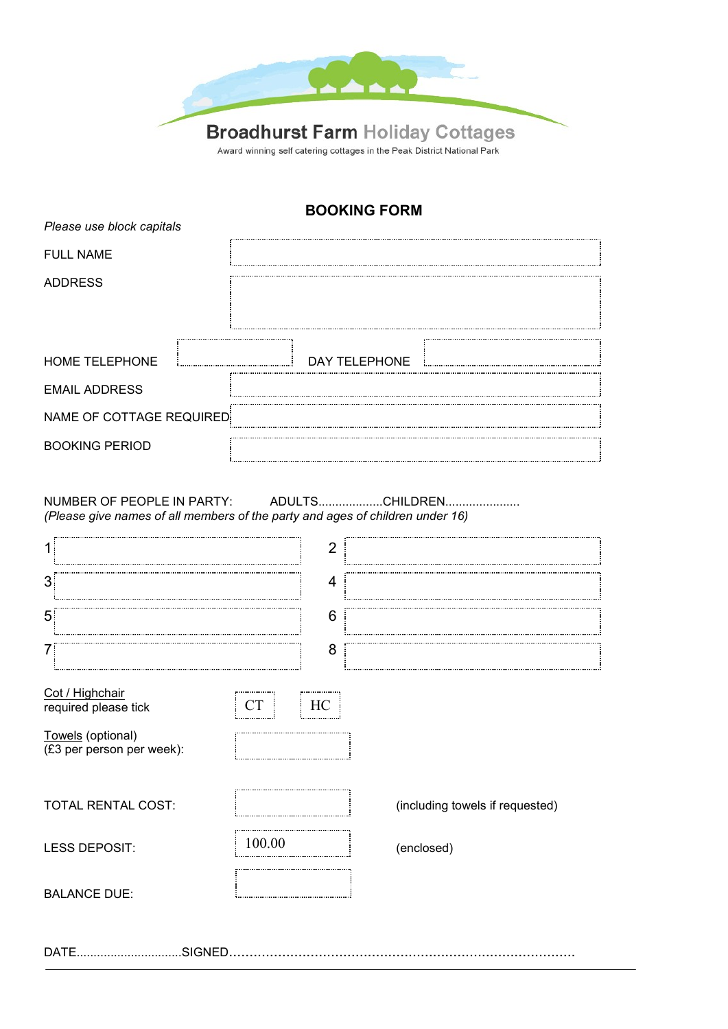**Broadhurst Farm Holiday Cottages**

Award winning self catering cottages in the Peak District National Park

## BOOKING FORM

*Please use block capitals*

| | |
|---|---|
| FULL NAME | |
| ADDRESS | |

| | | | |
|---|---|---|---|
| HOME TELEPHONE | | DAY TELEPHONE | |

| | |
|---|---|
| EMAIL ADDRESS | |
| NAME OF COTTAGE REQUIRED | |
| BOOKING PERIOD | |

NUMBER OF PEOPLE IN PARTY: ADULTS...................CHILDREN.....................
*(Please give names of all members of the party and ages of children under 16)*

| | | | |
|---|---|---|---|
| 1 | | 2 | |
| 3 | | 4 | |
| 5 | | 6 | |
| 7 | | 8 | |

Cot / Highchair required please tick: CT HC

Towels (optional) (£3 per person per week):

| | | |
|---|---|---|
| TOTAL RENTAL COST: | | (including towels if requested) |
| LESS DEPOSIT: | 100.00 | (enclosed) |
| BALANCE DUE: | | |

DATE...............................SIGNED.................................................................................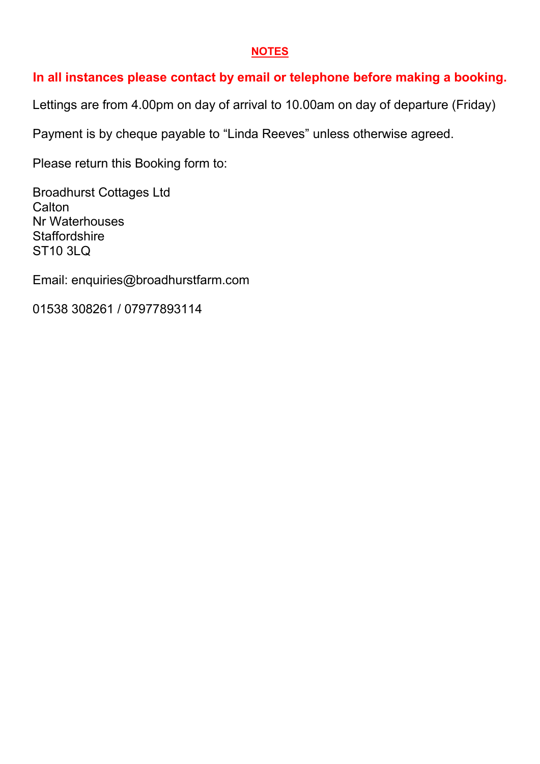## NOTES

**In all instances please contact by email or telephone before making a booking.**

Lettings are from 4.00pm on day of arrival to 10.00am on day of departure (Friday)

Payment is by cheque payable to "Linda Reeves" unless otherwise agreed.

Please return this Booking form to:

Broadhurst Cottages Ltd
Calton
Nr Waterhouses
Staffordshire
ST10 3LQ

Email: enquiries@broadhurstfarm.com

01538 308261 / 07977893114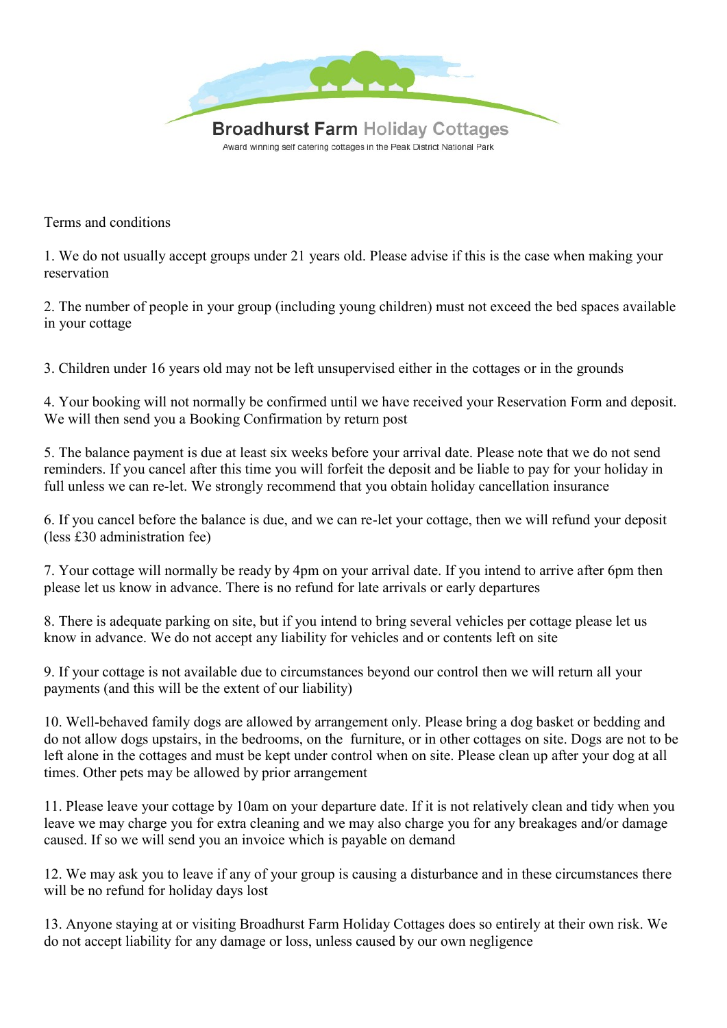Broadhurst Farm Holiday Cottages

Award winning self catering cottages in the Peak District National Park

Terms and conditions

1. We do not usually accept groups under 21 years old. Please advise if this is the case when making your reservation

2. The number of people in your group (including young children) must not exceed the bed spaces available in your cottage

3. Children under 16 years old may not be left unsupervised either in the cottages or in the grounds

4. Your booking will not normally be confirmed until we have received your Reservation Form and deposit. We will then send you a Booking Confirmation by return post

5. The balance payment is due at least six weeks before your arrival date. Please note that we do not send reminders. If you cancel after this time you will forfeit the deposit and be liable to pay for your holiday in full unless we can re-let. We strongly recommend that you obtain holiday cancellation insurance

6. If you cancel before the balance is due, and we can re-let your cottage, then we will refund your deposit (less £30 administration fee)

7. Your cottage will normally be ready by 4pm on your arrival date. If you intend to arrive after 6pm then please let us know in advance. There is no refund for late arrivals or early departures

8. There is adequate parking on site, but if you intend to bring several vehicles per cottage please let us know in advance. We do not accept any liability for vehicles and or contents left on site

9. If your cottage is not available due to circumstances beyond our control then we will return all your payments (and this will be the extent of our liability)

10. Well-behaved family dogs are allowed by arrangement only. Please bring a dog basket or bedding and do not allow dogs upstairs, in the bedrooms, on the furniture, or in other cottages on site. Dogs are not to be left alone in the cottages and must be kept under control when on site. Please clean up after your dog at all times. Other pets may be allowed by prior arrangement

11. Please leave your cottage by 10am on your departure date. If it is not relatively clean and tidy when you leave we may charge you for extra cleaning and we may also charge you for any breakages and/or damage caused. If so we will send you an invoice which is payable on demand

12. We may ask you to leave if any of your group is causing a disturbance and in these circumstances there will be no refund for holiday days lost

13. Anyone staying at or visiting Broadhurst Farm Holiday Cottages does so entirely at their own risk. We do not accept liability for any damage or loss, unless caused by our own negligence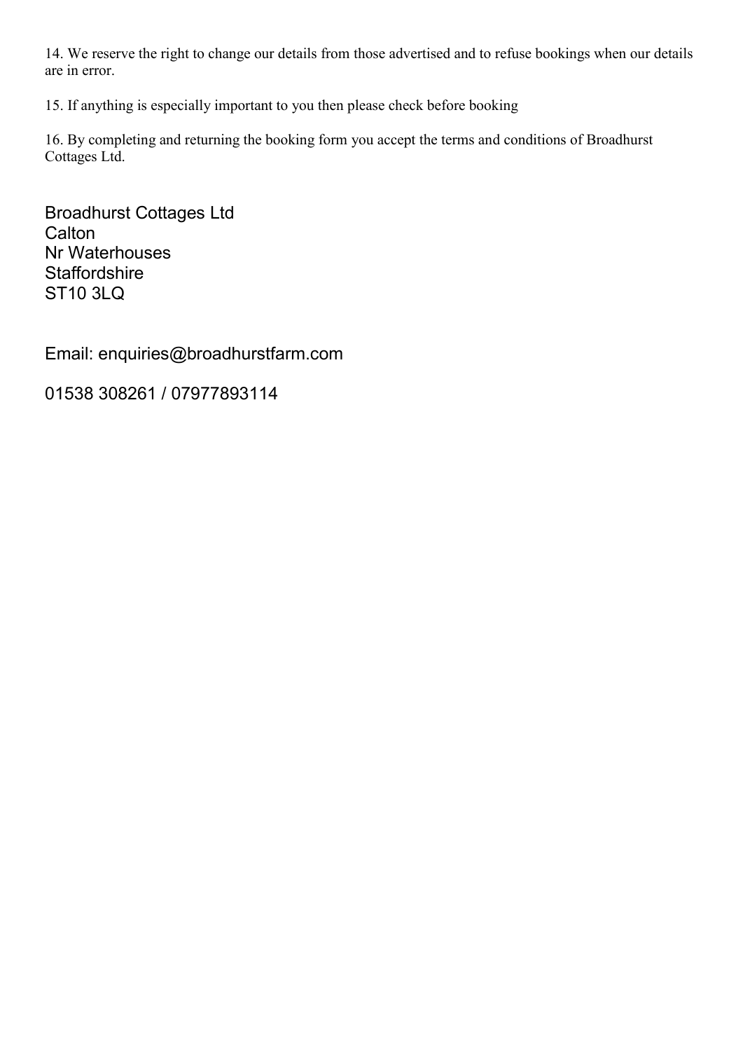14. We reserve the right to change our details from those advertised and to refuse bookings when our details are in error.

15. If anything is especially important to you then please check before booking

16. By completing and returning the booking form you accept the terms and conditions of Broadhurst Cottages Ltd.

Broadhurst Cottages Ltd  
Calton  
Nr Waterhouses  
Staffordshire  
ST10 3LQ

Email: enquiries@broadhurstfarm.com

01538 308261 / 07977893114